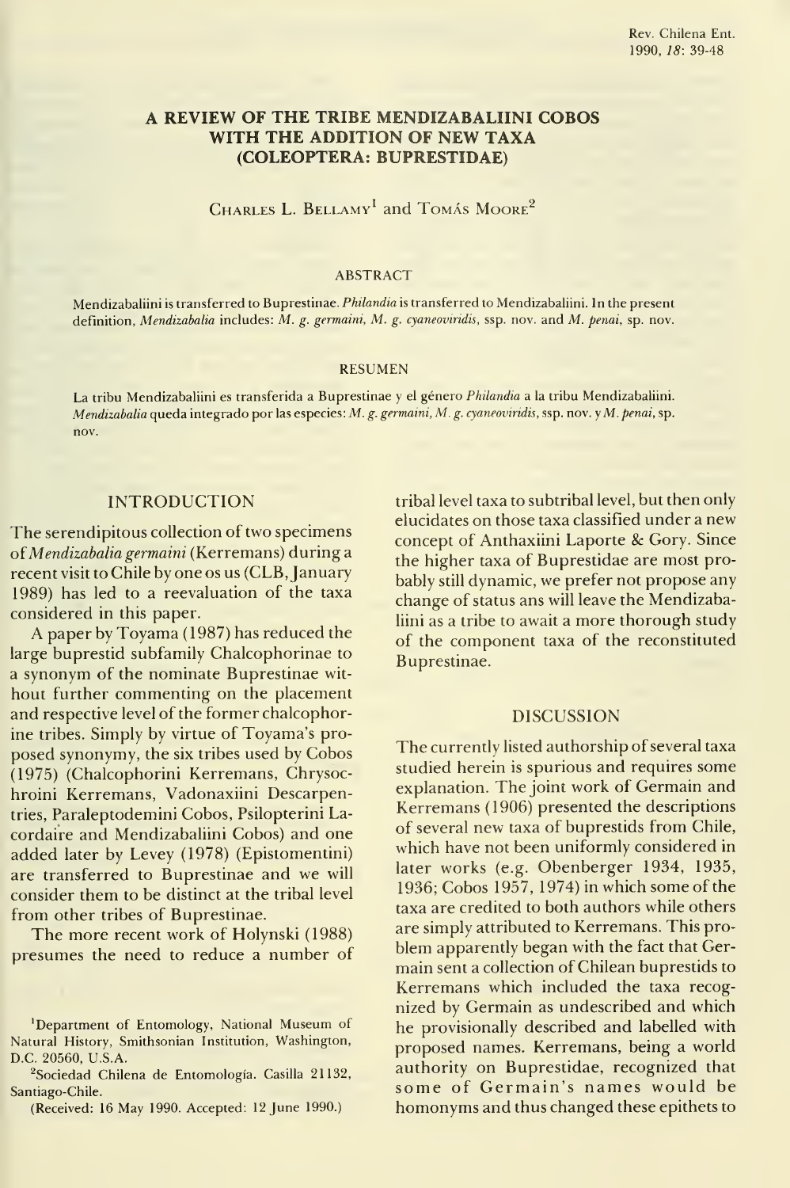# A REVIEW OF THE TRIBE MENDIZABALIINI COBOS WITH THE ADDITION OF NEW TAXA (COLEOPTERA: BUPRESTIDAE)

CHARLES L. BELLAMY[1] and TOMÁS MOORE[2]

## ABSTRACT

Mendizabaliini is transferred to Buprestinae. *Philandia* is transferred to Mendizabaliini. In the present definition, *Mendizabalia* includes: *M. g. germaini*, *M. g. cyaneoviridis*, ssp. nov. and *M. penai*, sp. nov.

## RESUMEN

La tribu Mendizabaliini es transferida a Buprestinae y el género *Philandia* a la tribu Mendizabaliini. *Mendizabalia* queda integrado por las especies: *M. g. germaini*, *M. g. cyaneoviridis*, ssp. nov. y *M. penai*, sp. nov.

## INTRODUCTION

The serendipitous collection of two specimens of *Mendizabalia germaini* (Kerremans) during a recent visit to Chile by one os us (CLB, January 1989) has led to a reevaluation of the taxa considered in this paper.

A paper by Toyama (1987) has reduced the large buprestid subfamily Chalcophorinae to a synonym of the nominate Buprestinae without further commenting on the placement and respective level of the former chalcophorine tribes. Simply by virtue of Toyama's proposed synonymy, the six tribes used by Cobos (1975) (Chalcophorini Kerremans, Chrysochroini Kerremans, Vadonaxiini Descarpentries, Paraleptodemini Cobos, Psilopterini Lacordaire and Mendizabaliini Cobos) and one added later by Levey (1978) (Epistomentini) are transferred to Buprestinae and we will consider them to be distinct at the tribal level from other tribes of Buprestinae.

The more recent work of Holynski (1988) presumes the need to reduce a number of tribal level taxa to subtribal level, but then only elucidates on those taxa classified under a new concept of Anthaxiini Laporte & Gory. Since the higher taxa of Buprestidae are most probably still dynamic, we prefer not propose any change of status ans will leave the Mendizabaliini as a tribe to await a more thorough study of the component taxa of the reconstituted Buprestinae.

## DISCUSSION

The currently listed authorship of several taxa studied herein is spurious and requires some explanation. The joint work of Germain and Kerremans (1906) presented the descriptions of several new taxa of buprestids from Chile, which have not been uniformly considered in later works (e.g. Obenberger 1934, 1935, 1936; Cobos 1957, 1974) in which some of the taxa are credited to both authors while others are simply attributed to Kerremans. This problem apparently began with the fact that Germain sent a collection of Chilean buprestids to Kerremans which included the taxa recognized by Germain as undescribed and which he provisionally described and labelled with proposed names. Kerremans, being a world authority on Buprestidae, recognized that some of Germain's names would be homonyms and thus changed these epithets to

[1]Department of Entomology, National Museum of Natural History, Smithsonian Institution, Washington, D.C. 20560, U.S.A.

[2]Sociedad Chilena de Entomología. Casilla 21132, Santiago-Chile.

(Received: 16 May 1990. Accepted: 12 June 1990.)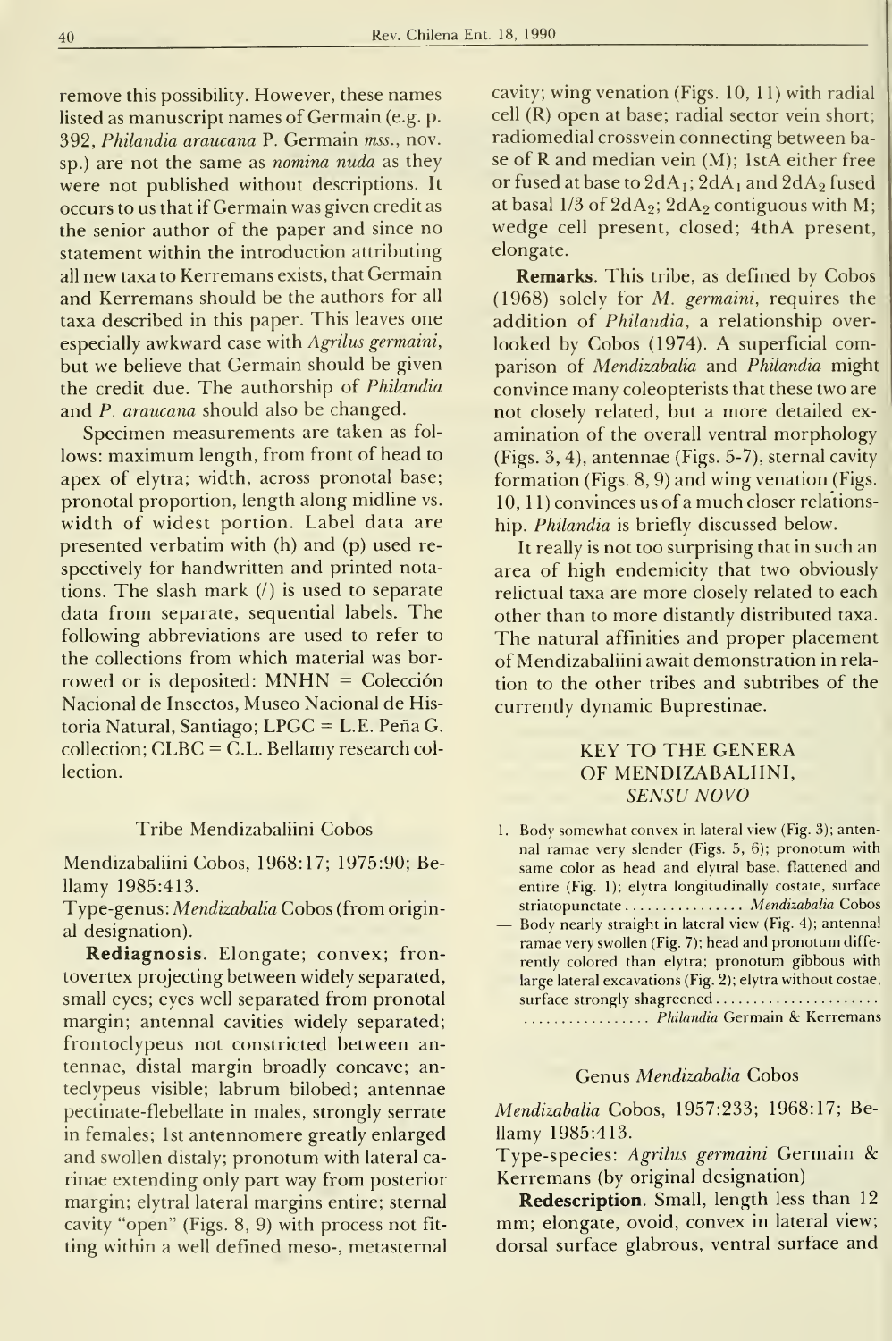remove this possibility. However, these names listed as manuscript names of Germain (e.g. p. 392, *Philandia araucana* P. Germain *mss.*, nov. sp.) are not the same as *nomina nuda* as they were not published without descriptions. It occurs to us that if Germain was given credit as the senior author of the paper and since no statement within the introduction attributing all new taxa to Kerremans exists, that Germain and Kerremans should be the authors for all taxa described in this paper. This leaves one especially awkward case with *Agrilus germaini*, but we believe that Germain should be given the credit due. The authorship of *Philandia* and *P. araucana* should also be changed.

Specimen measurements are taken as follows: maximum length, from front of head to apex of elytra; width, across pronotal base; pronotal proportion, length along midline vs. width of widest portion. Label data are presented verbatim with (h) and (p) used respectively for handwritten and printed notations. The slash mark (/) is used to separate data from separate, sequential labels. The following abbreviations are used to refer to the collections from which material was borrowed or is deposited: MNHN = Colección Nacional de Insectos, Museo Nacional de Historia Natural, Santiago; LPGC = L.E. Peña G. collection; CLBC = C.L. Bellamy research collection.

## Tribe Mendizabaliini Cobos

Mendizabaliini Cobos, 1968:17; 1975:90; Bellamy 1985:413.

Type-genus: *Mendizabalia* Cobos (from original designation).

**Rediagnosis**. Elongate; convex; frontovertex projecting between widely separated, small eyes; eyes well separated from pronotal margin; antennal cavities widely separated; frontoclypeus not constricted between antennae, distal margin broadly concave; anteclypeus visible; labrum bilobed; antennae pectinate-flebellate in males, strongly serrate in females; 1st antennomere greatly enlarged and swollen distaly; pronotum with lateral carinae extending only part way from posterior margin; elytral lateral margins entire; sternal cavity "open" (Figs. 8, 9) with process not fitting within a well defined meso-, metasternal cavity; wing venation (Figs. 10, 11) with radial cell (R) open at base; radial sector vein short; radiomedial crossvein connecting between base of R and median vein (M); 1stA either free or fused at base to $2dA_1$; $2dA_1$ and $2dA_2$ fused at basal 1/3 of $2dA_2$; $2dA_2$ contiguous with M; wedge cell present, closed; 4thA present, elongate.

**Remarks**. This tribe, as defined by Cobos (1968) solely for *M. germaini*, requires the addition of *Philandia*, a relationship overlooked by Cobos (1974). A superficial comparison of *Mendizabalia* and *Philandia* might convince many coleopterists that these two are not closely related, but a more detailed examination of the overall ventral morphology (Figs. 3, 4), antennae (Figs. 5-7), sternal cavity formation (Figs. 8, 9) and wing venation (Figs. 10, 11) convinces us of a much closer relationship. *Philandia* is briefly discussed below.

It really is not too surprising that in such an area of high endemicity that two obviously relictual taxa are more closely related to each other than to more distantly distributed taxa. The natural affinities and proper placement of Mendizabaliini await demonstration in relation to the other tribes and subtribes of the currently dynamic Buprestinae.

## KEY TO THE GENERA OF MENDIZABALIINI, *SENSU NOVO*

1. Body somewhat convex in lateral view (Fig. 3); antennal ramae very slender (Figs. 5, 6); pronotum with same color as head and elytral base, flattened and entire (Fig. 1); elytra longitudinally costate, surface striatopunctate ................ *Mendizabalia* Cobos
— Body nearly straight in lateral view (Fig. 4); antennal ramae very swollen (Fig. 7); head and pronotum differently colored than elytra; pronotum gibbous with large lateral excavations (Fig. 2); elytra without costae, surface strongly shagreened ................................ *Philandia* Germain & Kerremans

## Genus *Mendizabalia* Cobos

*Mendizabalia* Cobos, 1957:233; 1968:17; Bellamy 1985:413.

Type-species: *Agrilus germaini* Germain & Kerremans (by original designation)

**Redescription**. Small, length less than 12 mm; elongate, ovoid, convex in lateral view; dorsal surface glabrous, ventral surface and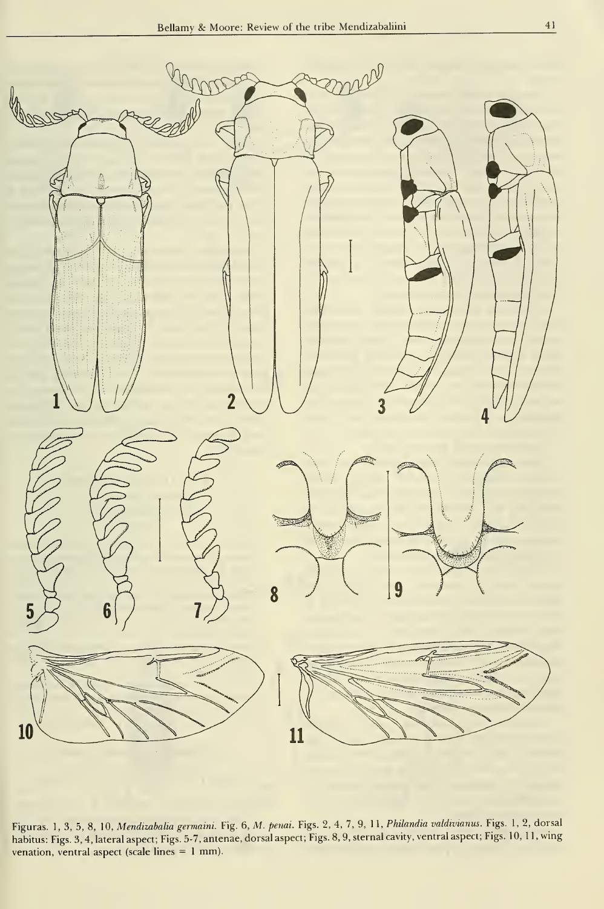Figuras. 1, 3, 5, 8, 10, *Mendizabalia germaini*. Fig. 6, *M. penai*. Figs. 2, 4, 7, 9, 11, *Philandia valdivianus*. Figs. 1, 2, dorsal habitus: Figs. 3, 4, lateral aspect; Figs. 5-7, antenae, dorsal aspect; Figs. 8, 9, sternal cavity, ventral aspect; Figs. 10, 11, wing venation, ventral aspect (scale lines = 1 mm).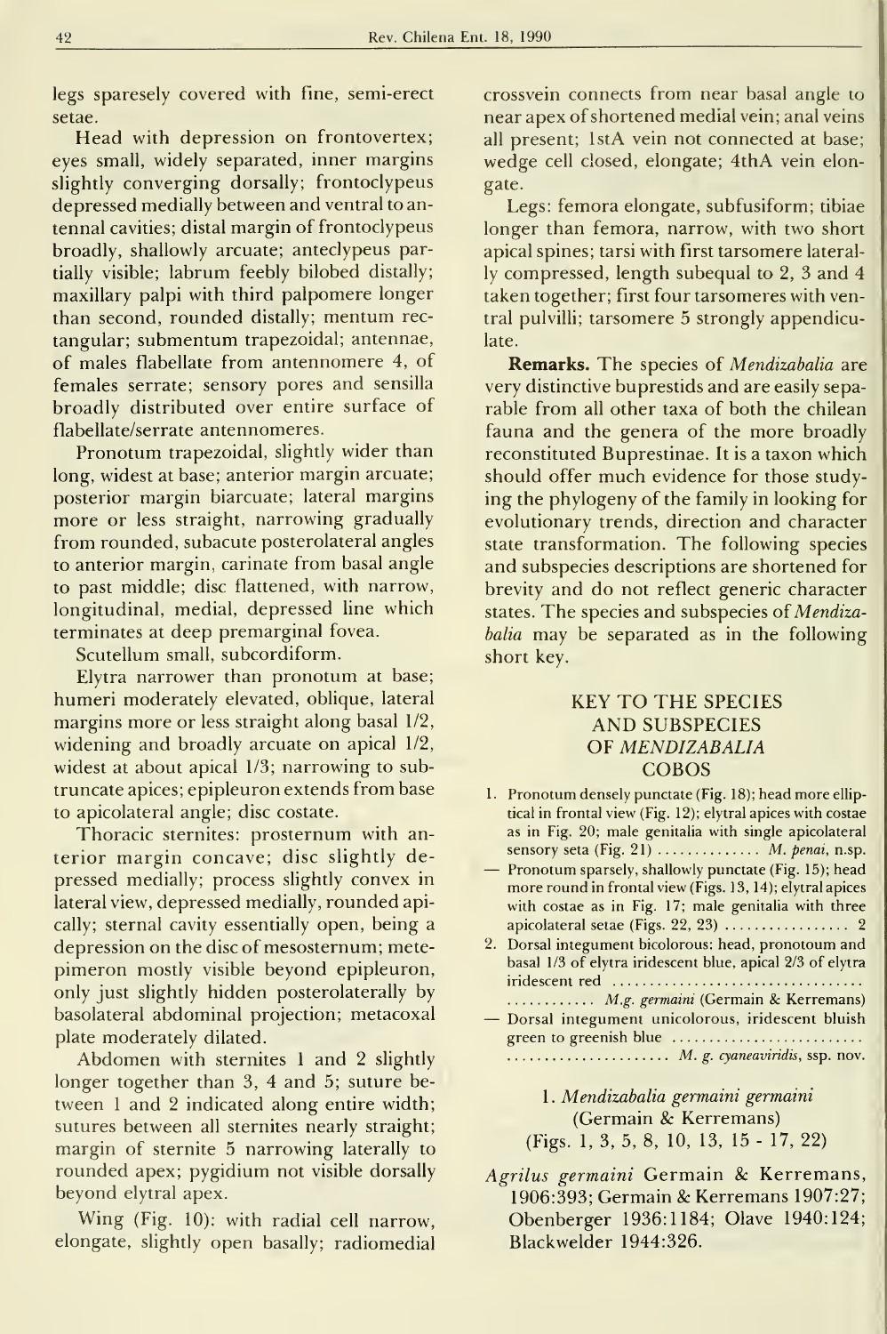legs sparesely covered with fine, semi-erect setae.

Head with depression on frontovertex; eyes small, widely separated, inner margins slightly converging dorsally; frontoclypeus depressed medially between and ventral to antennal cavities; distal margin of frontoclypeus broadly, shallowly arcuate; anteclypeus partially visible; labrum feebly bilobed distally; maxillary palpi with third palpomere longer than second, rounded distally; mentum rectangular; submentum trapezoidal; antennae, of males flabellate from antennomere 4, of females serrate; sensory pores and sensilla broadly distributed over entire surface of flabellate/serrate antennomeres.

Pronotum trapezoidal, slightly wider than long, widest at base; anterior margin arcuate; posterior margin biarcuate; lateral margins more or less straight, narrowing gradually from rounded, subacute posterolateral angles to anterior margin, carinate from basal angle to past middle; disc flattened, with narrow, longitudinal, medial, depressed line which terminates at deep premarginal fovea.

Scutellum small, subcordiform.

Elytra narrower than pronotum at base; humeri moderately elevated, oblique, lateral margins more or less straight along basal 1/2, widening and broadly arcuate on apical 1/2, widest at about apical 1/3; narrowing to subtruncate apices; epipleuron extends from base to apicolateral angle; disc costate.

Thoracic sternites: prosternum with anterior margin concave; disc slightly depressed medially; process slightly convex in lateral view, depressed medially, rounded apically; sternal cavity essentially open, being a depression on the disc of mesosternum; metepimeron mostly visible beyond epipleuron, only just slightly hidden posterolaterally by basolateral abdominal projection; metacoxal plate moderately dilated.

Abdomen with sternites 1 and 2 slightly longer together than 3, 4 and 5; suture between 1 and 2 indicated along entire width; sutures between all sternites nearly straight; margin of sternite 5 narrowing laterally to rounded apex; pygidium not visible dorsally beyond elytral apex.

Wing (Fig. 10): with radial cell narrow, elongate, slightly open basally; radiomedial crossvein connects from near basal angle to near apex of shortened medial vein; anal veins all present; 1stA vein not connected at base; wedge cell closed, elongate; 4thA vein elongate.

Legs: femora elongate, subfusiform; tibiae longer than femora, narrow, with two short apical spines; tarsi with first tarsomere laterally compressed, length subequal to 2, 3 and 4 taken together; first four tarsomeres with ventral pulvilli; tarsomere 5 strongly appendiculate.

**Remarks.** The species of *Mendizabalia* are very distinctive buprestids and are easily separable from all other taxa of both the chilean fauna and the genera of the more broadly reconstituted Buprestinae. It is a taxon which should offer much evidence for those studying the phylogeny of the family in looking for evolutionary trends, direction and character state transformation. The following species and subspecies descriptions are shortened for brevity and do not reflect generic character states. The species and subspecies of *Mendizabalia* may be separated as in the following short key.

## KEY TO THE SPECIES AND SUBSPECIES OF *MENDIZABALIA* COBOS

1. Pronotum densely punctate (Fig. 18); head more elliptical in frontal view (Fig. 12); elytral apices with costae as in Fig. 20; male genitalia with single apicolateral sensory seta (Fig. 21) .............. *M. penai*, n.sp.
— Pronotum sparsely, shallowly punctate (Fig. 15); head more round in frontal view (Figs. 13, 14); elytral apices with costae as in Fig. 17; male genitalia with three apicolateral setae (Figs. 22, 23) ................. 2
2. Dorsal integument bicolorous: head, pronotoum and basal 1/3 of elytra iridescent blue, apical 2/3 of elytra iridescent red ............ *M.g. germaini* (Germain & Kerremans)
— Dorsal integument unicolorous, iridescent bluish green to greenish blue ........................ *M. g. cyaneaviridis*, ssp. nov.

### 1. *Mendizabalia germaini germaini* (Germain & Kerremans) (Figs. 1, 3, 5, 8, 10, 13, 15 - 17, 22)

*Agrilus germaini* Germain & Kerremans, 1906:393; Germain & Kerremans 1907:27; Obenberger 1936:1184; Olave 1940:124; Blackwelder 1944:326.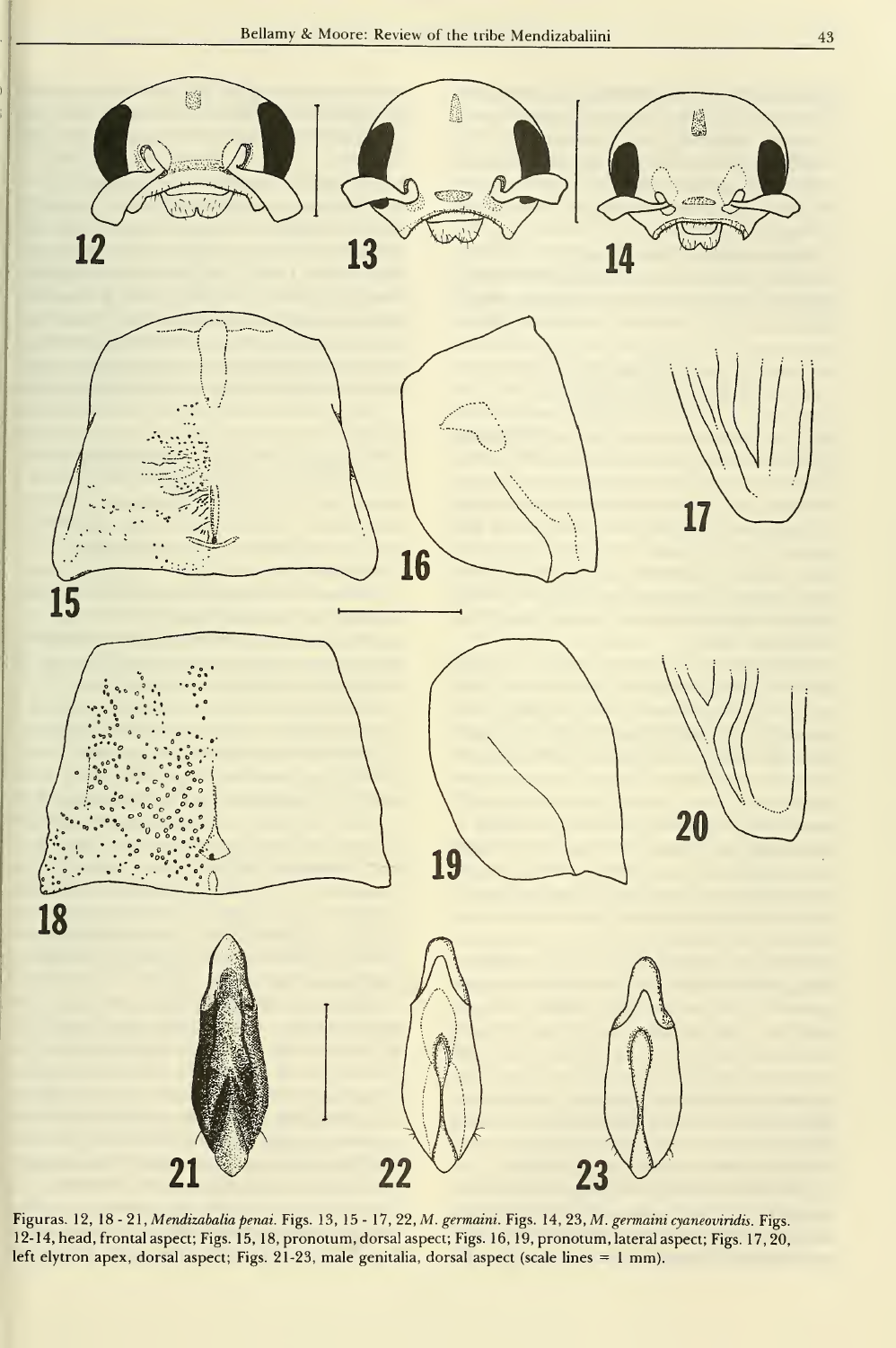Figuras. 12, 18 - 21, *Mendizabalia penai*. Figs. 13, 15 - 17, 22, *M. germaini*. Figs. 14, 23, *M. germaini cyaneoviridis*. Figs. 12-14, head, frontal aspect; Figs. 15, 18, pronotum, dorsal aspect; Figs. 16, 19, pronotum, lateral aspect; Figs. 17, 20, left elytron apex, dorsal aspect; Figs. 21-23, male genitalia, dorsal aspect (scale lines = 1 mm).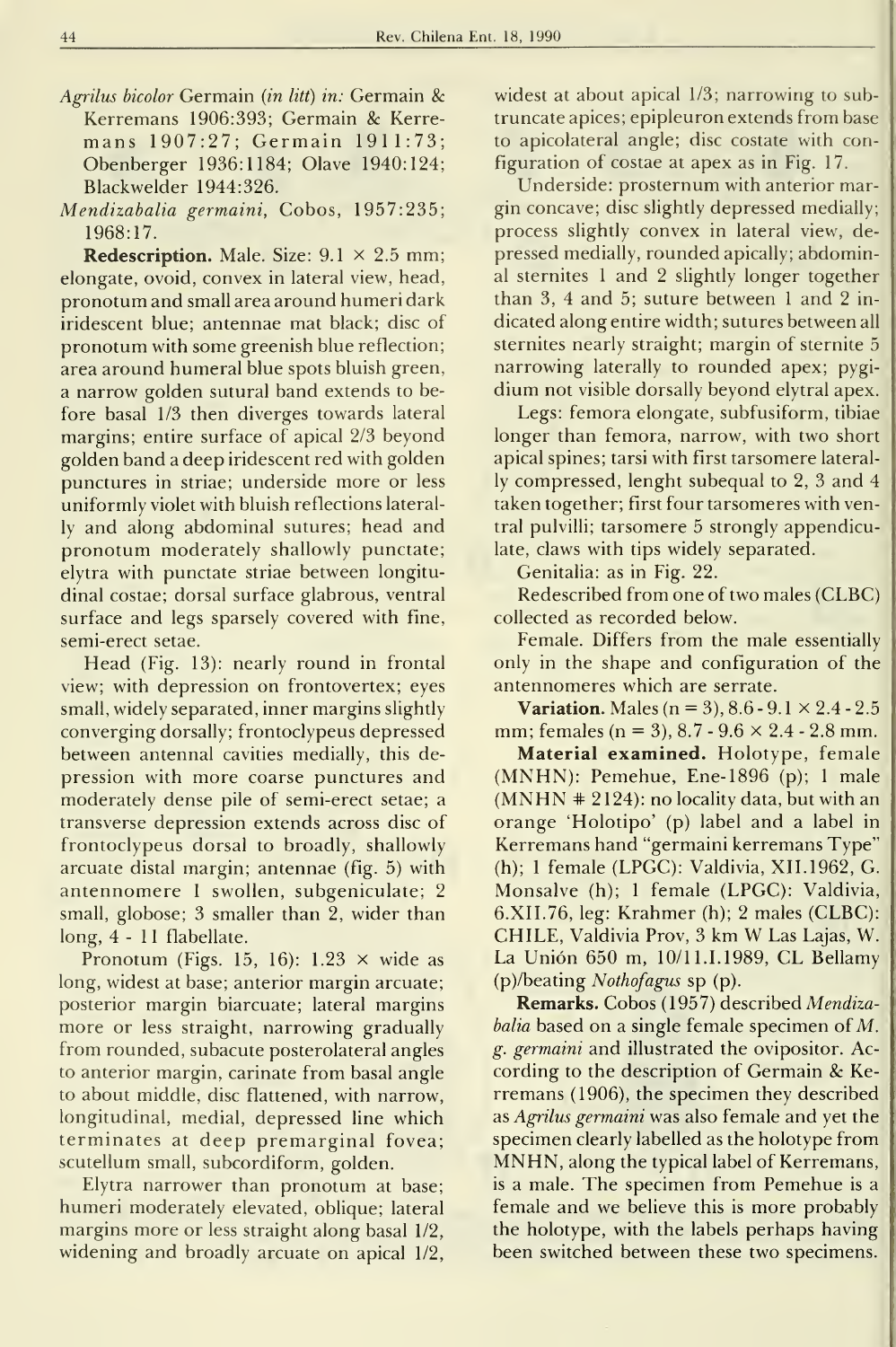*Agrilus bicolor* Germain (*in litt*) *in:* Germain & Kerremans 1906:393; Germain & Kerremans 1907:27; Germain 1911:73; Obenberger 1936:1184; Olave 1940:124; Blackwelder 1944:326.

*Mendizabalia germaini*, Cobos, 1957:235; 1968:17.

**Redescription.** Male. Size: 9.1 × 2.5 mm; elongate, ovoid, convex in lateral view, head, pronotum and small area around humeri dark iridescent blue; antennae mat black; disc of pronotum with some greenish blue reflection; area around humeral blue spots bluish green, a narrow golden sutural band extends to before basal 1/3 then diverges towards lateral margins; entire surface of apical 2/3 beyond golden band a deep iridescent red with golden punctures in striae; underside more or less uniformly violet with bluish reflections laterally and along abdominal sutures; head and pronotum moderately shallowly punctate; elytra with punctate striae between longitudinal costae; dorsal surface glabrous, ventral surface and legs sparsely covered with fine, semi-erect setae.

Head (Fig. 13): nearly round in frontal view; with depression on frontovertex; eyes small, widely separated, inner margins slightly converging dorsally; frontoclypeus depressed between antennal cavities medially, this depression with more coarse punctures and moderately dense pile of semi-erect setae; a transverse depression extends across disc of frontoclypeus dorsal to broadly, shallowly arcuate distal margin; antennae (fig. 5) with antennomere 1 swollen, subgeniculate; 2 small, globose; 3 smaller than 2, wider than long, 4 - 11 flabellate.

Pronotum (Figs. 15, 16): 1.23 × wide as long, widest at base; anterior margin arcuate; posterior margin biarcuate; lateral margins more or less straight, narrowing gradually from rounded, subacute posterolateral angles to anterior margin, carinate from basal angle to about middle, disc flattened, with narrow, longitudinal, medial, depressed line which terminates at deep premarginal fovea; scutellum small, subcordiform, golden.

Elytra narrower than pronotum at base; humeri moderately elevated, oblique; lateral margins more or less straight along basal 1/2, widening and broadly arcuate on apical 1/2, widest at about apical 1/3; narrowing to subtruncate apices; epipleuron extends from base to apicolateral angle; disc costate with configuration of costae at apex as in Fig. 17.

Underside: prosternum with anterior margin concave; disc slightly depressed medially; process slightly convex in lateral view, depressed medially, rounded apically; abdominal sternites 1 and 2 slightly longer together than 3, 4 and 5; suture between 1 and 2 indicated along entire width; sutures between all sternites nearly straight; margin of sternite 5 narrowing laterally to rounded apex; pygidium not visible dorsally beyond elytral apex.

Legs: femora elongate, subfusiform, tibiae longer than femora, narrow, with two short apical spines; tarsi with first tarsomere laterally compressed, lenght subequal to 2, 3 and 4 taken together; first four tarsomeres with ventral pulvilli; tarsomere 5 strongly appendiculate, claws with tips widely separated.

Genitalia: as in Fig. 22.

Redescribed from one of two males (CLBC) collected as recorded below.

Female. Differs from the male essentially only in the shape and configuration of the antennomeres which are serrate.

**Variation.** Males (n = 3), 8.6 - 9.1 × 2.4 - 2.5 mm; females (n = 3), 8.7 - 9.6 × 2.4 - 2.8 mm.

**Material examined.** Holotype, female (MNHN): Pemehue, Ene-1896 (p); 1 male (MNHN # 2124): no locality data, but with an orange 'Holotipo' (p) label and a label in Kerremans hand "germaini kerremans Type" (h); 1 female (LPGC): Valdivia, XII.1962, G. Monsalve (h); 1 female (LPGC): Valdivia, 6.XII.76, leg: Krahmer (h); 2 males (CLBC): CHILE, Valdivia Prov, 3 km W Las Lajas, W. La Unión 650 m, 10/11.I.1989, CL Bellamy (p)/beating *Nothofagus* sp (p).

**Remarks.** Cobos (1957) described *Mendizabalia* based on a single female specimen of *M. g. germaini* and illustrated the ovipositor. According to the description of Germain & Kerremans (1906), the specimen they described as *Agrilus germaini* was also female and yet the specimen clearly labelled as the holotype from MNHN, along the typical label of Kerremans, is a male. The specimen from Pemehue is a female and we believe this is more probably the holotype, with the labels perhaps having been switched between these two specimens.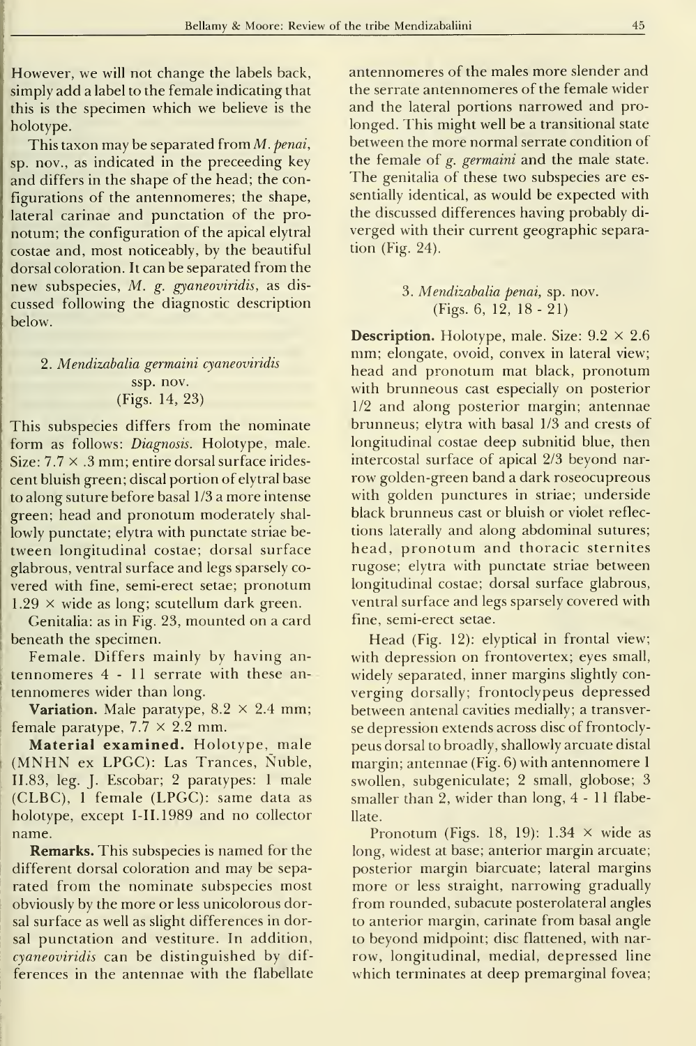However, we will not change the labels back, simply add a label to the female indicating that this is the specimen which we believe is the holotype.

This taxon may be separated from *M. penai*, sp. nov., as indicated in the preceeding key and differs in the shape of the head; the configurations of the antennomeres; the shape, lateral carinae and punctation of the pronotum; the configuration of the apical elytral costae and, most noticeably, by the beautiful dorsal coloration. It can be separated from the new subspecies, *M. g. gyaneoviridis*, as discussed following the diagnostic description below.

### 2. *Mendizabalia germaini cyaneoviridis* ssp. nov. (Figs. 14, 23)

This subspecies differs from the nominate form as follows: *Diagnosis*. Holotype, male. Size: 7.7 × .3 mm; entire dorsal surface iridescent bluish green; discal portion of elytral base to along suture before basal 1/3 a more intense green; head and pronotum moderately shallowly punctate; elytra with punctate striae between longitudinal costae; dorsal surface glabrous, ventral surface and legs sparsely covered with fine, semi-erect setae; pronotum 1.29 × wide as long; scutellum dark green.

Genitalia: as in Fig. 23, mounted on a card beneath the specimen.

Female. Differs mainly by having antennomeres 4 - 11 serrate with these antennomeres wider than long.

**Variation.** Male paratype, 8.2 × 2.4 mm; female paratype, 7.7 × 2.2 mm.

**Material examined.** Holotype, male (MNHN ex LPGC): Las Trances, Ñuble, II.83, leg. J. Escobar; 2 paratypes: 1 male (CLBC), 1 female (LPGC): same data as holotype, except I-II.1989 and no collector name.

**Remarks.** This subspecies is named for the different dorsal coloration and may be separated from the nominate subspecies most obviously by the more or less unicolorous dorsal surface as well as slight differences in dorsal punctation and vestiture. In addition, *cyaneoviridis* can be distinguished by differences in the antennae with the flabellate antennomeres of the males more slender and the serrate antennomeres of the female wider and the lateral portions narrowed and prolonged. This might well be a transitional state between the more normal serrate condition of the female of *g. germaini* and the male state. The genitalia of these two subspecies are essentially identical, as would be expected with the discussed differences having probably diverged with their current geographic separation (Fig. 24).

### 3. *Mendizabalia penai*, sp. nov. (Figs. 6, 12, 18 - 21)

**Description.** Holotype, male. Size: 9.2 × 2.6 mm; elongate, ovoid, convex in lateral view; head and pronotum mat black, pronotum with brunneous cast especially on posterior 1/2 and along posterior margin; antennae brunneus; elytra with basal 1/3 and crests of longitudinal costae deep subnitid blue, then intercostal surface of apical 2/3 beyond narrow golden-green band a dark roseocupreous with golden punctures in striae; underside black brunneus cast or bluish or violet reflections laterally and along abdominal sutures; head, pronotum and thoracic sternites rugose; elytra with punctate striae between longitudinal costae; dorsal surface glabrous, ventral surface and legs sparsely covered with fine, semi-erect setae.

Head (Fig. 12): elyptical in frontal view; with depression on frontovertex; eyes small, widely separated, inner margins slightly converging dorsally; frontoclypeus depressed between antenal cavities medially; a transverse depression extends across disc of frontoclypeus dorsal to broadly, shallowly arcuate distal margin; antennae (Fig. 6) with antennomere 1 swollen, subgeniculate; 2 small, globose; 3 smaller than 2, wider than long, 4 - 11 flabellate.

Pronotum (Figs. 18, 19): 1.34 × wide as long, widest at base; anterior margin arcuate; posterior margin biarcuate; lateral margins more or less straight, narrowing gradually from rounded, subacute posterolateral angles to anterior margin, carinate from basal angle to beyond midpoint; disc flattened, with narrow, longitudinal, medial, depressed line which terminates at deep premarginal fovea;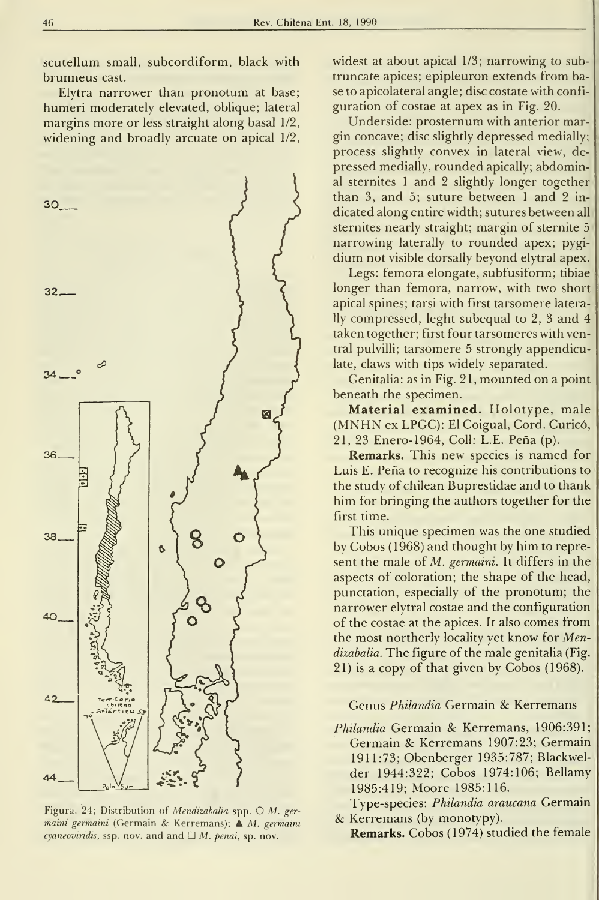scutellum small, subcordiform, black with brunneus cast.

Elytra narrower than pronotum at base; humeri moderately elevated, oblique; lateral margins more or less straight along basal 1/2, widening and broadly arcuate on apical 1/2,

Figura. 24; Distribution of *Mendizabalia* spp. ○ *M. germaini germaini* (Germain & Kerremans); ▲ *M. germaini cyaneoviridis*, ssp. nov. and and □ *M. penai*, sp. nov.

widest at about apical 1/3; narrowing to subtruncate apices; epipleuron extends from base to apicolateral angle; disc costate with configuration of costae at apex as in Fig. 20.

Underside: prosternum with anterior margin concave; disc slightly depressed medially; process slightly convex in lateral view, depressed medially, rounded apically; abdominal sternites 1 and 2 slightly longer together than 3, and 5; suture between 1 and 2 indicated along entire width; sutures between all sternites nearly straight; margin of sternite 5 narrowing laterally to rounded apex; pygidium not visible dorsally beyond elytral apex.

Legs: femora elongate, subfusiform; tibiae longer than femora, narrow, with two short apical spines; tarsi with first tarsomere laterally compressed, leght subequal to 2, 3 and 4 taken together; first four tarsomeres with ventral pulvilli; tarsomere 5 strongly appendiculate, claws with tips widely separated.

Genitalia: as in Fig. 21, mounted on a point beneath the specimen.

**Material examined.** Holotype, male (MNHN ex LPGC): El Coigual, Cord. Curicó, 21, 23 Enero-1964, Coll: L.E. Peña (p).

**Remarks.** This new species is named for Luis E. Peña to recognize his contributions to the study of chilean Buprestidae and to thank him for bringing the authors together for the first time.

This unique specimen was the one studied by Cobos (1968) and thought by him to represent the male of *M. germaini*. It differs in the aspects of coloration; the shape of the head, punctation, especially of the pronotum; the narrower elytral costae and the configuration of the costae at the apices. It also comes from the most northerly locality yet know for *Mendizabalia*. The figure of the male genitalia (Fig. 21) is a copy of that given by Cobos (1968).

## Genus *Philandia* Germain & Kerremans

*Philandia* Germain & Kerremans, 1906:391; Germain & Kerremans 1907:23; Germain 1911:73; Obenberger 1935:787; Blackwelder 1944:322; Cobos 1974:106; Bellamy 1985:419; Moore 1985:116.

Type-species: *Philandia araucana* Germain & Kerremans (by monotypy).

**Remarks.** Cobos (1974) studied the female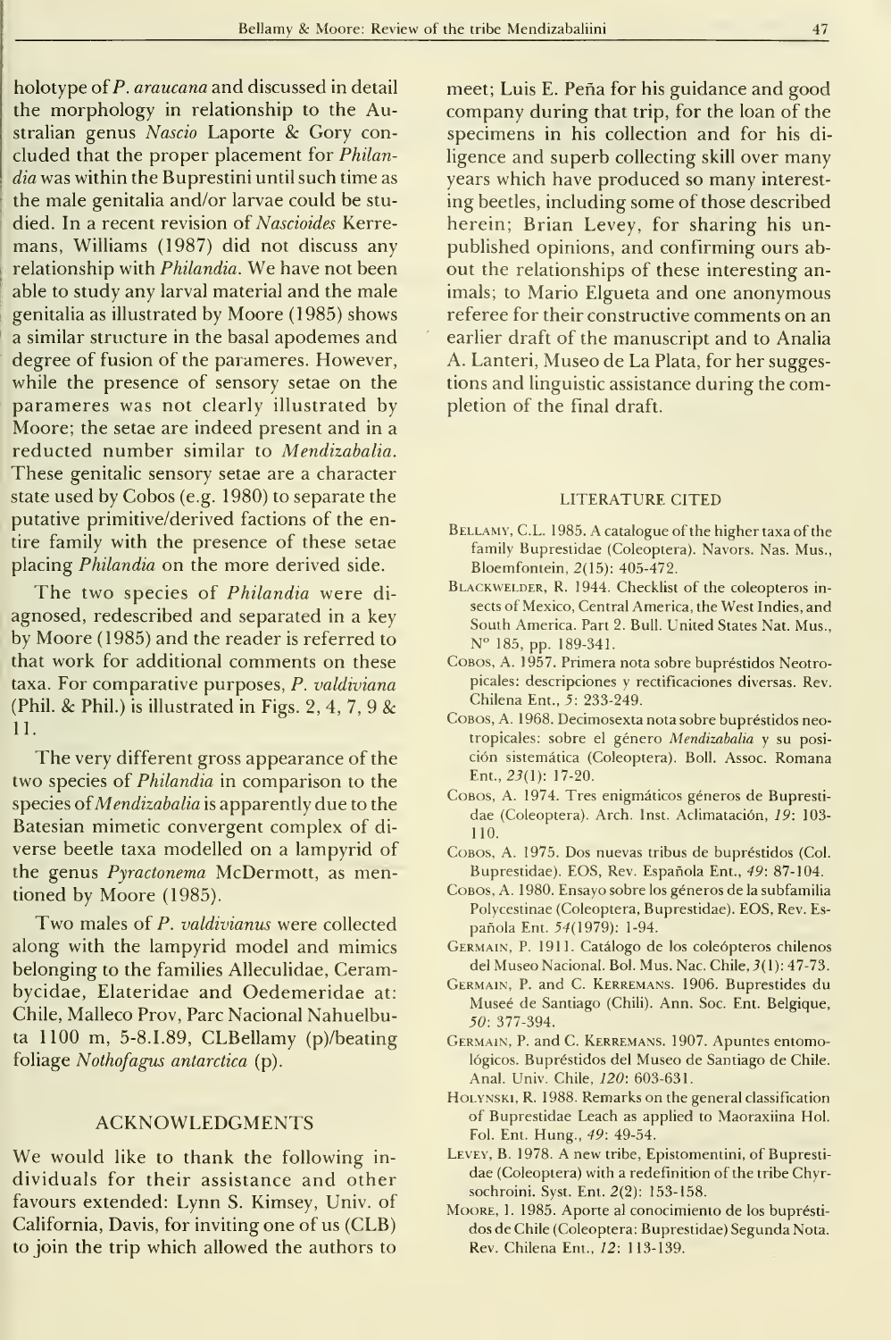holotype of *P. araucana* and discussed in detail the morphology in relationship to the Australian genus *Nascio* Laporte & Gory concluded that the proper placement for *Philandia* was within the Buprestini until such time as the male genitalia and/or larvae could be studied. In a recent revision of *Nascioides* Kerremans, Williams (1987) did not discuss any relationship with *Philandia*. We have not been able to study any larval material and the male genitalia as illustrated by Moore (1985) shows a similar structure in the basal apodemes and degree of fusion of the parameres. However, while the presence of sensory setae on the parameres was not clearly illustrated by Moore; the setae are indeed present and in a reducted number similar to *Mendizabalia*. These genitalic sensory setae are a character state used by Cobos (e.g. 1980) to separate the putative primitive/derived factions of the entire family with the presence of these setae placing *Philandia* on the more derived side.

The two species of *Philandia* were diagnosed, redescribed and separated in a key by Moore (1985) and the reader is referred to that work for additional comments on these taxa. For comparative purposes, *P. valdiviana* (Phil. & Phil.) is illustrated in Figs. 2, 4, 7, 9 & 11.

The very different gross appearance of the two species of *Philandia* in comparison to the species of *Mendizabalia* is apparently due to the Batesian mimetic convergent complex of diverse beetle taxa modelled on a lampyrid of the genus *Pyractonema* McDermott, as mentioned by Moore (1985).

Two males of *P. valdivianus* were collected along with the lampyrid model and mimics belonging to the families Alleculidae, Cerambycidae, Elateridae and Oedemeridae at: Chile, Malleco Prov, Parc Nacional Nahuelbuta 1100 m, 5-8.I.89, CLBellamy (p)/beating foliage *Nothofagus antarctica* (p).

## ACKNOWLEDGMENTS

We would like to thank the following individuals for their assistance and other favours extended: Lynn S. Kimsey, Univ. of California, Davis, for inviting one of us (CLB) to join the trip which allowed the authors to meet; Luis E. Peña for his guidance and good company during that trip, for the loan of the specimens in his collection and for his diligence and superb collecting skill over many years which have produced so many interesting beetles, including some of those described herein; Brian Levey, for sharing his unpublished opinions, and confirming ours about the relationships of these interesting animals; to Mario Elgueta and one anonymous referee for their constructive comments on an earlier draft of the manuscript and to Analia A. Lanteri, Museo de La Plata, for her suggestions and linguistic assistance during the completion of the final draft.

## LITERATURE CITED

Bellamy, C.L. 1985. A catalogue of the higher taxa of the family Buprestidae (Coleoptera). Navors. Nas. Mus., Bloemfontein, *2*(15): 405-472.

Blackwelder, R. 1944. Checklist of the coleopteros insects of Mexico, Central America, the West Indies, and South America. Part 2. Bull. United States Nat. Mus., N° 185, pp. 189-341.

Cobos, A. 1957. Primera nota sobre bupréstidos Neotropicales: descripciones y rectificaciones diversas. Rev. Chilena Ent., *5*: 233-249.

Cobos, A. 1968. Decimosexta nota sobre bupréstidos neotropicales: sobre el género *Mendizabalia* y su posición sistemática (Coleoptera). Boll. Assoc. Romana Ent., *23*(1): 17-20.

Cobos, A. 1974. Tres enigmáticos géneros de Buprestidae (Coleoptera). Arch. Inst. Aclimatación, *19*: 103-110.

Cobos, A. 1975. Dos nuevas tribus de bupréstidos (Col. Buprestidae). EOS, Rev. Española Ent., *49*: 87-104.

Cobos, A. 1980. Ensayo sobre los géneros de la subfamilia Polycestinae (Coleoptera, Buprestidae). EOS, Rev. Española Ent. *54*(1979): 1-94.

Germain, P. 1911. Catálogo de los coleópteros chilenos del Museo Nacional. Bol. Mus. Nac. Chile, *3*(1): 47-73.

Germain, P. and C. Kerremans. 1906. Buprestides du Museé de Santiago (Chili). Ann. Soc. Ent. Belgique, *50*: 377-394.

Germain, P. and C. Kerremans. 1907. Apuntes entomológicos. Bupréstidos del Museo de Santiago de Chile. Anal. Univ. Chile, *120*: 603-631.

Holynski, R. 1988. Remarks on the general classification of Buprestidae Leach as applied to Maoraxiina Hol. Fol. Ent. Hung., *49*: 49-54.

Levey, B. 1978. A new tribe, Epistomentini, of Buprestidae (Coleoptera) with a redefinition of the tribe Chyrsochroini. Syst. Ent. *2*(2): 153-158.

Moore, I. 1985. Aporte al conocimiento de los bupréstidos de Chile (Coleoptera: Buprestidae) Segunda Nota. Rev. Chilena Ent., *12*: 113-139.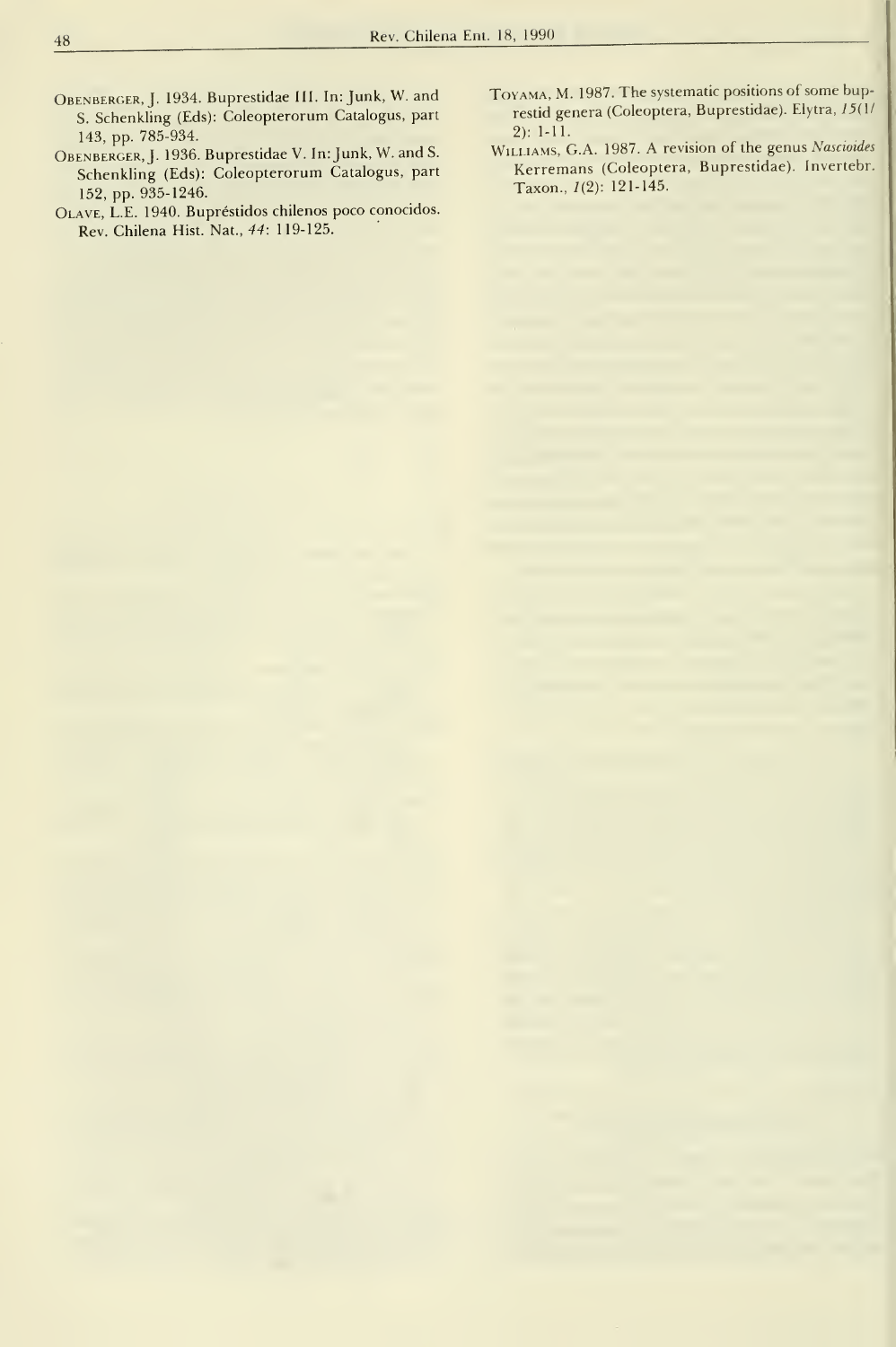Obenberger, J. 1934. Buprestidae III. In: Junk, W. and S. Schenkling (Eds): Coleopterorum Catalogus, part 143, pp. 785-934.

Obenberger, J. 1936. Buprestidae V. In: Junk, W. and S. Schenkling (Eds): Coleopterorum Catalogus, part 152, pp. 935-1246.

Olave, L.E. 1940. Bupréstidos chilenos poco conocidos. Rev. Chilena Hist. Nat., *44*: 119-125.

Toyama, M. 1987. The systematic positions of some buprestid genera (Coleoptera, Buprestidae). Elytra, *15*(1/2): 1-11.

Williams, G.A. 1987. A revision of the genus *Nascioides* Kerremans (Coleoptera, Buprestidae). Invertebr. Taxon., *1*(2): 121-145.